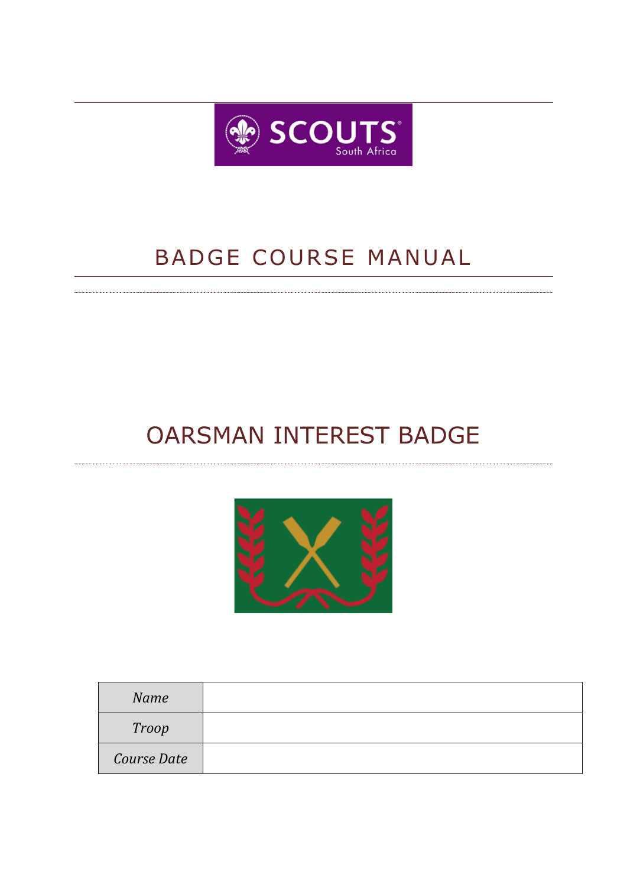SCOUTS South Africa

# BADGE COURSE MANUAL

# OARSMAN INTEREST BADGE

| Name | |
|---|---|
| Troop | |
| Course Date | |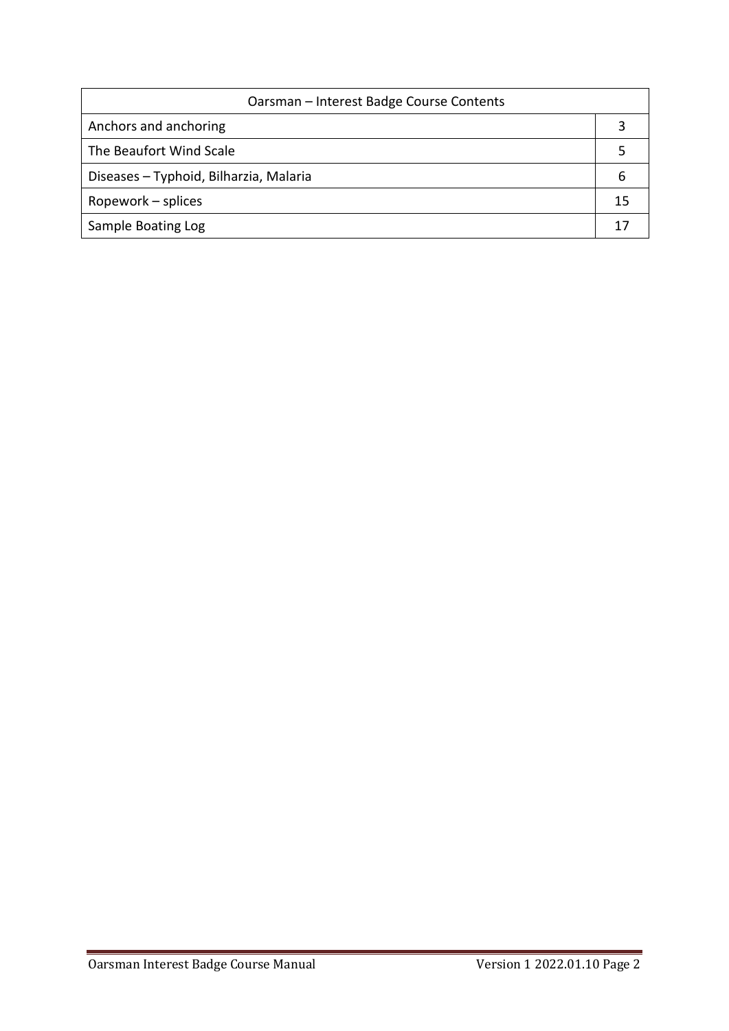| Oarsman – Interest Badge Course Contents | |
|---|---|
| Anchors and anchoring | 3 |
| The Beaufort Wind Scale | 5 |
| Diseases – Typhoid, Bilharzia, Malaria | 6 |
| Ropework – splices | 15 |
| Sample Boating Log | 17 |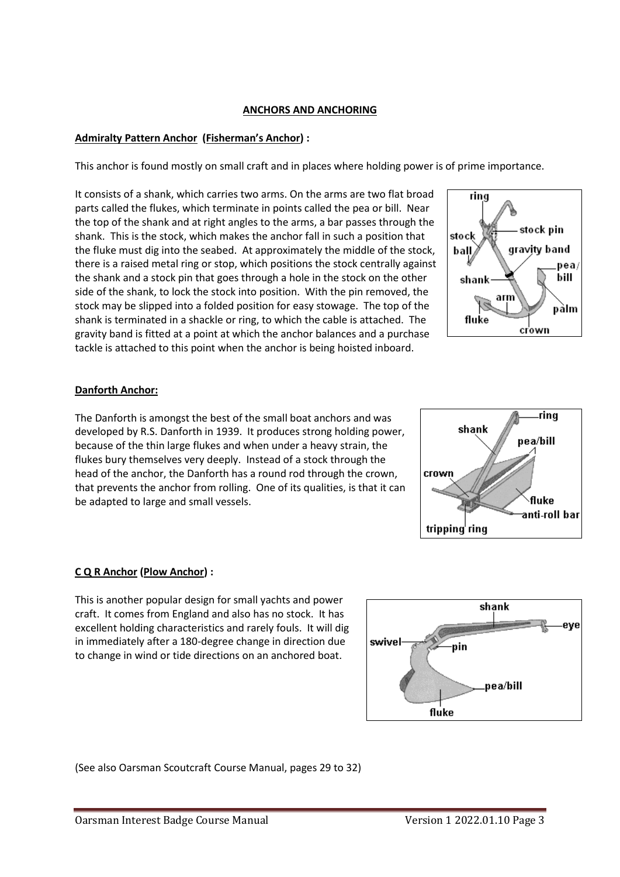# ANCHORS AND ANCHORING

## Admiralty Pattern Anchor (Fisherman's Anchor) :

This anchor is found mostly on small craft and in places where holding power is of prime importance.

It consists of a shank, which carries two arms. On the arms are two flat broad parts called the flukes, which terminate in points called the pea or bill. Near the top of the shank and at right angles to the arms, a bar passes through the shank. This is the stock, which makes the anchor fall in such a position that the fluke must dig into the seabed. At approximately the middle of the stock, there is a raised metal ring or stop, which positions the stock centrally against the shank and a stock pin that goes through a hole in the stock on the other side of the shank, to lock the stock into position. With the pin removed, the stock may be slipped into a folded position for easy stowage. The top of the shank is terminated in a shackle or ring, to which the cable is attached. The gravity band is fitted at a point at which the anchor balances and a purchase tackle is attached to this point when the anchor is being hoisted inboard.

## Danforth Anchor:

The Danforth is amongst the best of the small boat anchors and was developed by R.S. Danforth in 1939. It produces strong holding power, because of the thin large flukes and when under a heavy strain, the flukes bury themselves very deeply. Instead of a stock through the head of the anchor, the Danforth has a round rod through the crown, that prevents the anchor from rolling. One of its qualities, is that it can be adapted to large and small vessels.

## C Q R Anchor (Plow Anchor) :

This is another popular design for small yachts and power craft. It comes from England and also has no stock. It has excellent holding characteristics and rarely fouls. It will dig in immediately after a 180-degree change in direction due to change in wind or tide directions on an anchored boat.

(See also Oarsman Scoutcraft Course Manual, pages 29 to 32)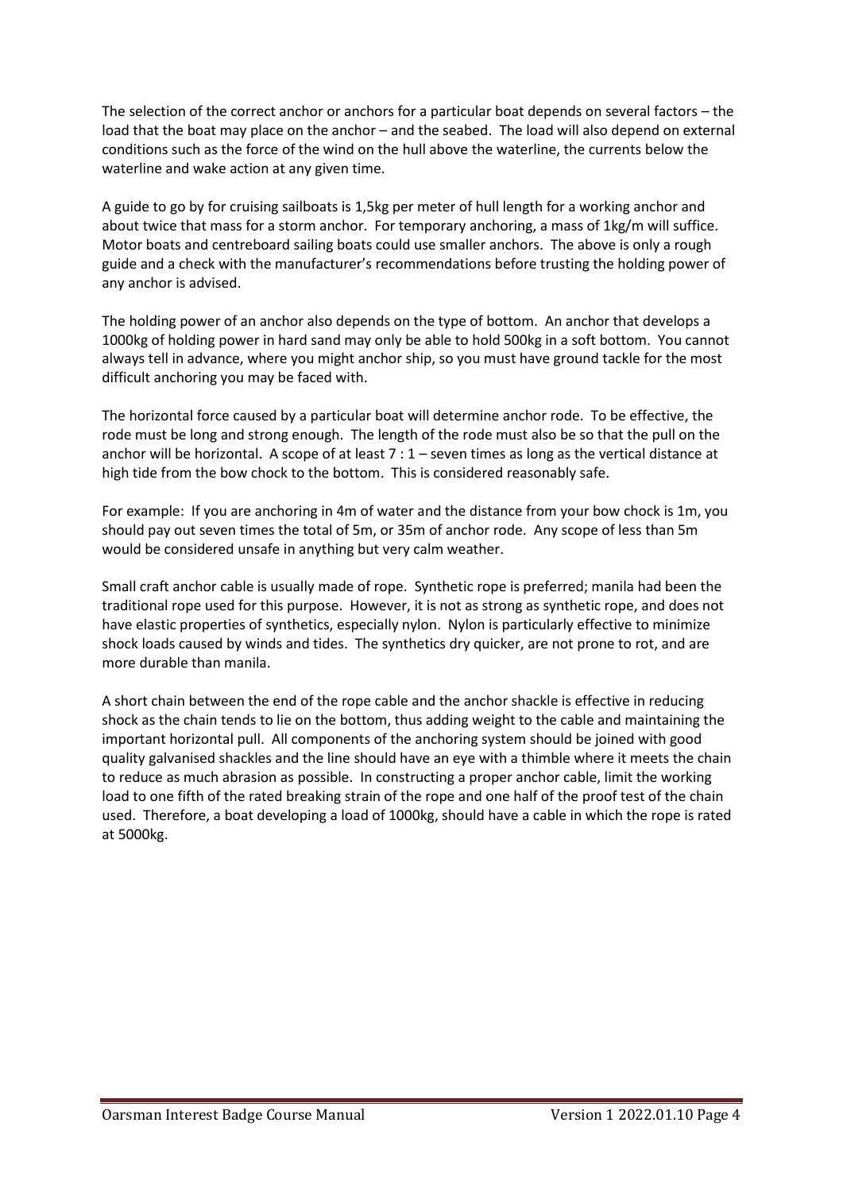The selection of the correct anchor or anchors for a particular boat depends on several factors – the load that the boat may place on the anchor – and the seabed. The load will also depend on external conditions such as the force of the wind on the hull above the waterline, the currents below the waterline and wake action at any given time.

A guide to go by for cruising sailboats is 1,5kg per meter of hull length for a working anchor and about twice that mass for a storm anchor. For temporary anchoring, a mass of 1kg/m will suffice. Motor boats and centreboard sailing boats could use smaller anchors. The above is only a rough guide and a check with the manufacturer's recommendations before trusting the holding power of any anchor is advised.

The holding power of an anchor also depends on the type of bottom. An anchor that develops a 1000kg of holding power in hard sand may only be able to hold 500kg in a soft bottom. You cannot always tell in advance, where you might anchor ship, so you must have ground tackle for the most difficult anchoring you may be faced with.

The horizontal force caused by a particular boat will determine anchor rode. To be effective, the rode must be long and strong enough. The length of the rode must also be so that the pull on the anchor will be horizontal. A scope of at least 7 : 1 – seven times as long as the vertical distance at high tide from the bow chock to the bottom. This is considered reasonably safe.

For example: If you are anchoring in 4m of water and the distance from your bow chock is 1m, you should pay out seven times the total of 5m, or 35m of anchor rode. Any scope of less than 5m would be considered unsafe in anything but very calm weather.

Small craft anchor cable is usually made of rope. Synthetic rope is preferred; manila had been the traditional rope used for this purpose. However, it is not as strong as synthetic rope, and does not have elastic properties of synthetics, especially nylon. Nylon is particularly effective to minimize shock loads caused by winds and tides. The synthetics dry quicker, are not prone to rot, and are more durable than manila.

A short chain between the end of the rope cable and the anchor shackle is effective in reducing shock as the chain tends to lie on the bottom, thus adding weight to the cable and maintaining the important horizontal pull. All components of the anchoring system should be joined with good quality galvanised shackles and the line should have an eye with a thimble where it meets the chain to reduce as much abrasion as possible. In constructing a proper anchor cable, limit the working load to one fifth of the rated breaking strain of the rope and one half of the proof test of the chain used. Therefore, a boat developing a load of 1000kg, should have a cable in which the rope is rated at 5000kg.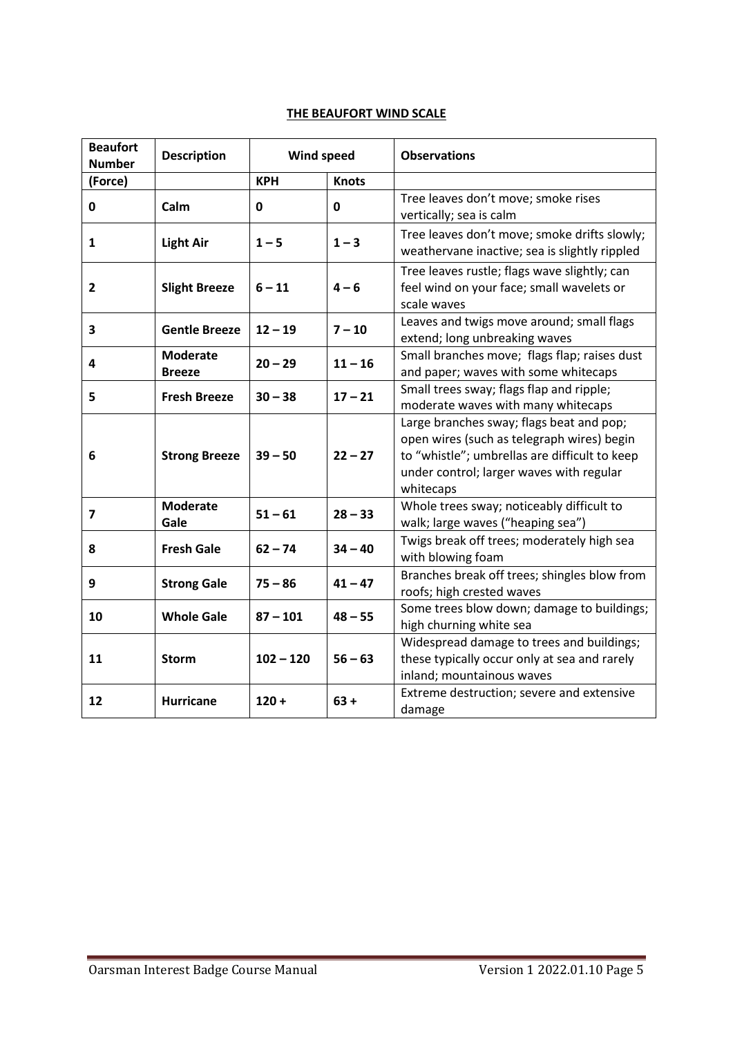**THE BEAUFORT WIND SCALE**

| Beaufort Number | Description | Wind speed | | Observations |
|---|---|---|---|---|
| (Force) | | KPH | Knots | |
| **0** | **Calm** | **0** | **0** | Tree leaves don't move; smoke rises vertically; sea is calm |
| **1** | **Light Air** | **1 – 5** | **1 – 3** | Tree leaves don't move; smoke drifts slowly; weathervane inactive; sea is slightly rippled |
| **2** | **Slight Breeze** | **6 – 11** | **4 – 6** | Tree leaves rustle; flags wave slightly; can feel wind on your face; small wavelets or scale waves |
| **3** | **Gentle Breeze** | **12 – 19** | **7 – 10** | Leaves and twigs move around; small flags extend; long unbreaking waves |
| **4** | **Moderate Breeze** | **20 – 29** | **11 – 16** | Small branches move; flags flap; raises dust and paper; waves with some whitecaps |
| **5** | **Fresh Breeze** | **30 – 38** | **17 – 21** | Small trees sway; flags flap and ripple; moderate waves with many whitecaps |
| **6** | **Strong Breeze** | **39 – 50** | **22 – 27** | Large branches sway; flags beat and pop; open wires (such as telegraph wires) begin to "whistle"; umbrellas are difficult to keep under control; larger waves with regular whitecaps |
| **7** | **Moderate Gale** | **51 – 61** | **28 – 33** | Whole trees sway; noticeably difficult to walk; large waves ("heaping sea") |
| **8** | **Fresh Gale** | **62 – 74** | **34 – 40** | Twigs break off trees; moderately high sea with blowing foam |
| **9** | **Strong Gale** | **75 – 86** | **41 – 47** | Branches break off trees; shingles blow from roofs; high crested waves |
| **10** | **Whole Gale** | **87 – 101** | **48 – 55** | Some trees blow down; damage to buildings; high churning white sea |
| **11** | **Storm** | **102 – 120** | **56 – 63** | Widespread damage to trees and buildings; these typically occur only at sea and rarely inland; mountainous waves |
| **12** | **Hurricane** | **120 +** | **63 +** | Extreme destruction; severe and extensive damage |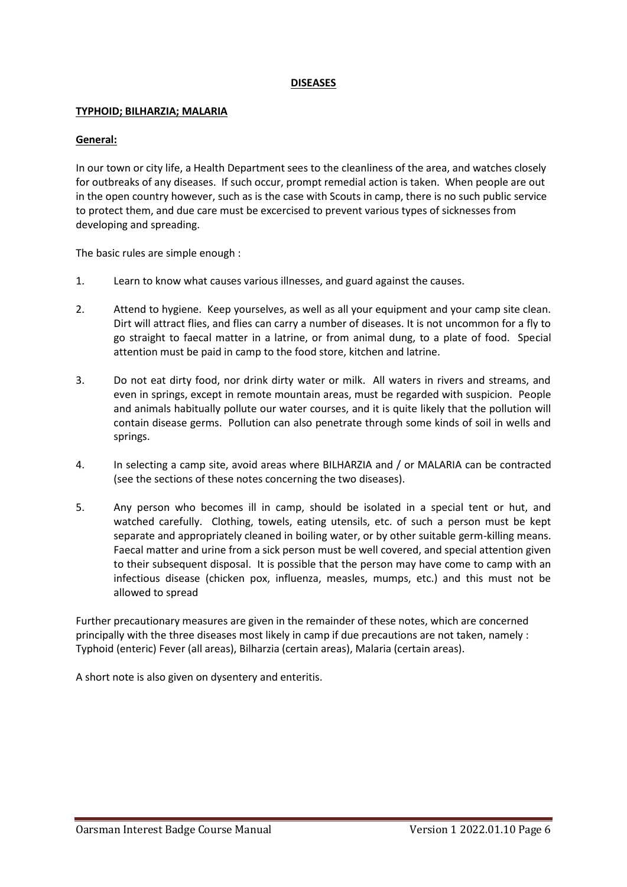**DISEASES**

**TYPHOID; BILHARZIA; MALARIA**

**General:**

In our town or city life, a Health Department sees to the cleanliness of the area, and watches closely for outbreaks of any diseases. If such occur, prompt remedial action is taken. When people are out in the open country however, such as is the case with Scouts in camp, there is no such public service to protect them, and due care must be excercised to prevent various types of sicknesses from developing and spreading.

The basic rules are simple enough :

1. Learn to know what causes various illnesses, and guard against the causes.
2. Attend to hygiene. Keep yourselves, as well as all your equipment and your camp site clean. Dirt will attract flies, and flies can carry a number of diseases. It is not uncommon for a fly to go straight to faecal matter in a latrine, or from animal dung, to a plate of food. Special attention must be paid in camp to the food store, kitchen and latrine.
3. Do not eat dirty food, nor drink dirty water or milk. All waters in rivers and streams, and even in springs, except in remote mountain areas, must be regarded with suspicion. People and animals habitually pollute our water courses, and it is quite likely that the pollution will contain disease germs. Pollution can also penetrate through some kinds of soil in wells and springs.
4. In selecting a camp site, avoid areas where BILHARZIA and / or MALARIA can be contracted (see the sections of these notes concerning the two diseases).
5. Any person who becomes ill in camp, should be isolated in a special tent or hut, and watched carefully. Clothing, towels, eating utensils, etc. of such a person must be kept separate and appropriately cleaned in boiling water, or by other suitable germ-killing means. Faecal matter and urine from a sick person must be well covered, and special attention given to their subsequent disposal. It is possible that the person may have come to camp with an infectious disease (chicken pox, influenza, measles, mumps, etc.) and this must not be allowed to spread

Further precautionary measures are given in the remainder of these notes, which are concerned principally with the three diseases most likely in camp if due precautions are not taken, namely : Typhoid (enteric) Fever (all areas), Bilharzia (certain areas), Malaria (certain areas).

A short note is also given on dysentery and enteritis.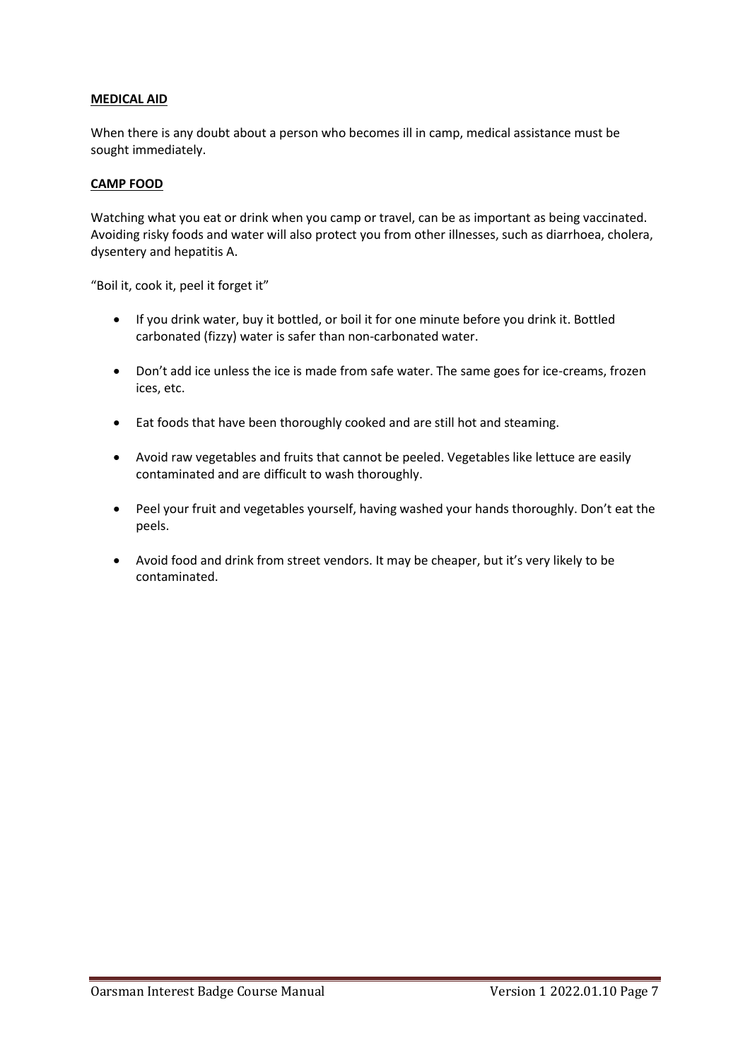**MEDICAL AID**

When there is any doubt about a person who becomes ill in camp, medical assistance must be sought immediately.

**CAMP FOOD**

Watching what you eat or drink when you camp or travel, can be as important as being vaccinated. Avoiding risky foods and water will also protect you from other illnesses, such as diarrhoea, cholera, dysentery and hepatitis A.

"Boil it, cook it, peel it forget it"

- If you drink water, buy it bottled, or boil it for one minute before you drink it. Bottled carbonated (fizzy) water is safer than non-carbonated water.
- Don't add ice unless the ice is made from safe water. The same goes for ice-creams, frozen ices, etc.
- Eat foods that have been thoroughly cooked and are still hot and steaming.
- Avoid raw vegetables and fruits that cannot be peeled. Vegetables like lettuce are easily contaminated and are difficult to wash thoroughly.
- Peel your fruit and vegetables yourself, having washed your hands thoroughly. Don't eat the peels.
- Avoid food and drink from street vendors. It may be cheaper, but it's very likely to be contaminated.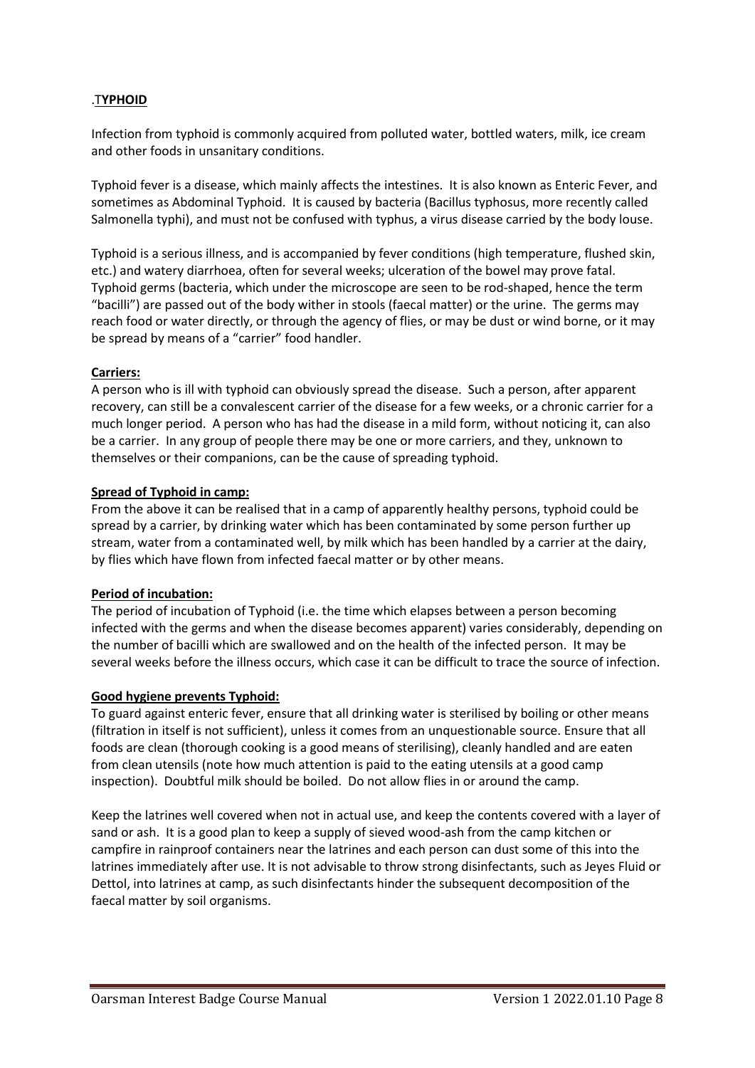## .TYPHOID

Infection from typhoid is commonly acquired from polluted water, bottled waters, milk, ice cream and other foods in unsanitary conditions.

Typhoid fever is a disease, which mainly affects the intestines. It is also known as Enteric Fever, and sometimes as Abdominal Typhoid. It is caused by bacteria (Bacillus typhosus, more recently called Salmonella typhi), and must not be confused with typhus, a virus disease carried by the body louse.

Typhoid is a serious illness, and is accompanied by fever conditions (high temperature, flushed skin, etc.) and watery diarrhoea, often for several weeks; ulceration of the bowel may prove fatal. Typhoid germs (bacteria, which under the microscope are seen to be rod-shaped, hence the term "bacilli") are passed out of the body wither in stools (faecal matter) or the urine. The germs may reach food or water directly, or through the agency of flies, or may be dust or wind borne, or it may be spread by means of a "carrier" food handler.

### Carriers:

A person who is ill with typhoid can obviously spread the disease. Such a person, after apparent recovery, can still be a convalescent carrier of the disease for a few weeks, or a chronic carrier for a much longer period. A person who has had the disease in a mild form, without noticing it, can also be a carrier. In any group of people there may be one or more carriers, and they, unknown to themselves or their companions, can be the cause of spreading typhoid.

### Spread of Typhoid in camp:

From the above it can be realised that in a camp of apparently healthy persons, typhoid could be spread by a carrier, by drinking water which has been contaminated by some person further up stream, water from a contaminated well, by milk which has been handled by a carrier at the dairy, by flies which have flown from infected faecal matter or by other means.

### Period of incubation:

The period of incubation of Typhoid (i.e. the time which elapses between a person becoming infected with the germs and when the disease becomes apparent) varies considerably, depending on the number of bacilli which are swallowed and on the health of the infected person. It may be several weeks before the illness occurs, which case it can be difficult to trace the source of infection.

### Good hygiene prevents Typhoid:

To guard against enteric fever, ensure that all drinking water is sterilised by boiling or other means (filtration in itself is not sufficient), unless it comes from an unquestionable source. Ensure that all foods are clean (thorough cooking is a good means of sterilising), cleanly handled and are eaten from clean utensils (note how much attention is paid to the eating utensils at a good camp inspection). Doubtful milk should be boiled. Do not allow flies in or around the camp.

Keep the latrines well covered when not in actual use, and keep the contents covered with a layer of sand or ash. It is a good plan to keep a supply of sieved wood-ash from the camp kitchen or campfire in rainproof containers near the latrines and each person can dust some of this into the latrines immediately after use. It is not advisable to throw strong disinfectants, such as Jeyes Fluid or Dettol, into latrines at camp, as such disinfectants hinder the subsequent decomposition of the faecal matter by soil organisms.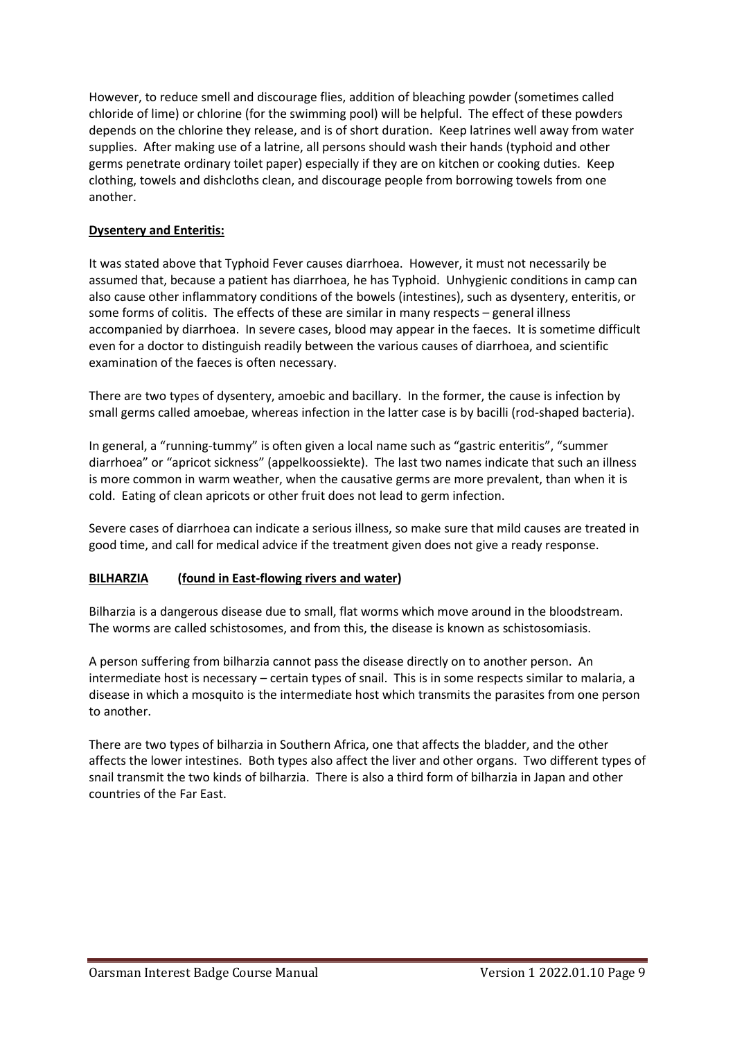However, to reduce smell and discourage flies, addition of bleaching powder (sometimes called chloride of lime) or chlorine (for the swimming pool) will be helpful. The effect of these powders depends on the chlorine they release, and is of short duration. Keep latrines well away from water supplies. After making use of a latrine, all persons should wash their hands (typhoid and other germs penetrate ordinary toilet paper) especially if they are on kitchen or cooking duties. Keep clothing, towels and dishcloths clean, and discourage people from borrowing towels from one another.

**Dysentery and Enteritis:**

It was stated above that Typhoid Fever causes diarrhoea. However, it must not necessarily be assumed that, because a patient has diarrhoea, he has Typhoid. Unhygienic conditions in camp can also cause other inflammatory conditions of the bowels (intestines), such as dysentery, enteritis, or some forms of colitis. The effects of these are similar in many respects – general illness accompanied by diarrhoea. In severe cases, blood may appear in the faeces. It is sometime difficult even for a doctor to distinguish readily between the various causes of diarrhoea, and scientific examination of the faeces is often necessary.

There are two types of dysentery, amoebic and bacillary. In the former, the cause is infection by small germs called amoebae, whereas infection in the latter case is by bacilli (rod-shaped bacteria).

In general, a "running-tummy" is often given a local name such as "gastric enteritis", "summer diarrhoea" or "apricot sickness" (appelkoossiekte). The last two names indicate that such an illness is more common in warm weather, when the causative germs are more prevalent, than when it is cold. Eating of clean apricots or other fruit does not lead to germ infection.

Severe cases of diarrhoea can indicate a serious illness, so make sure that mild causes are treated in good time, and call for medical advice if the treatment given does not give a ready response.

**BILHARZIA (found in East-flowing rivers and water)**

Bilharzia is a dangerous disease due to small, flat worms which move around in the bloodstream. The worms are called schistosomes, and from this, the disease is known as schistosomiasis.

A person suffering from bilharzia cannot pass the disease directly on to another person. An intermediate host is necessary – certain types of snail. This is in some respects similar to malaria, a disease in which a mosquito is the intermediate host which transmits the parasites from one person to another.

There are two types of bilharzia in Southern Africa, one that affects the bladder, and the other affects the lower intestines. Both types also affect the liver and other organs. Two different types of snail transmit the two kinds of bilharzia. There is also a third form of bilharzia in Japan and other countries of the Far East.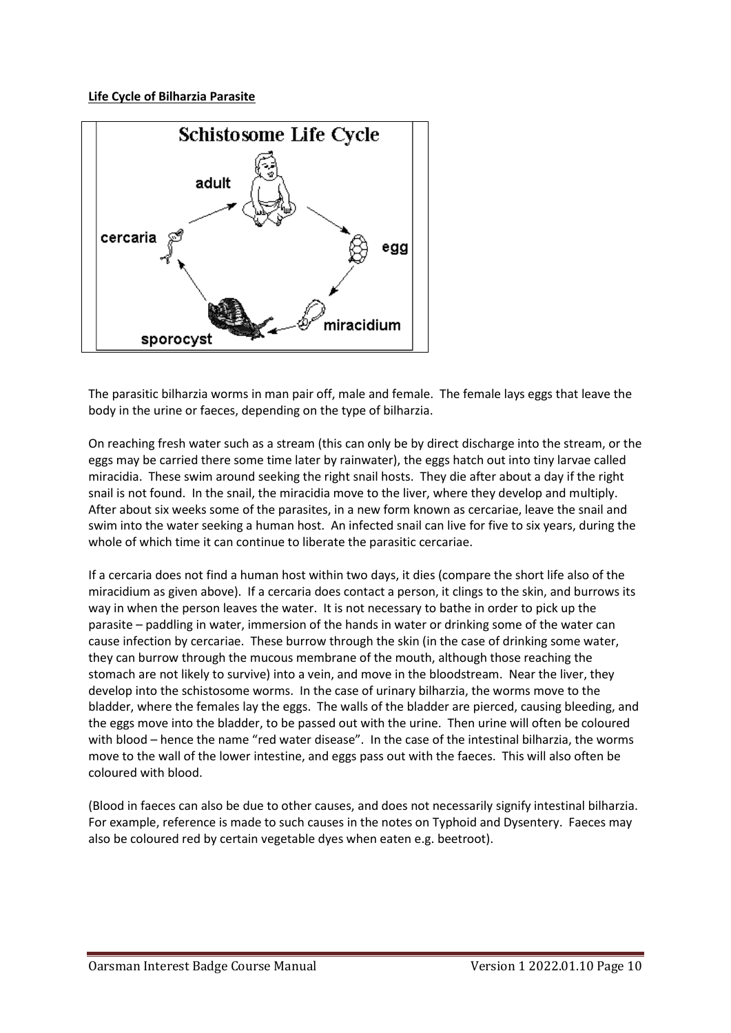**Life Cycle of Bilharzia Parasite**

The parasitic bilharzia worms in man pair off, male and female. The female lays eggs that leave the body in the urine or faeces, depending on the type of bilharzia.

On reaching fresh water such as a stream (this can only be by direct discharge into the stream, or the eggs may be carried there some time later by rainwater), the eggs hatch out into tiny larvae called miracidia. These swim around seeking the right snail hosts. They die after about a day if the right snail is not found. In the snail, the miracidia move to the liver, where they develop and multiply. After about six weeks some of the parasites, in a new form known as cercariae, leave the snail and swim into the water seeking a human host. An infected snail can live for five to six years, during the whole of which time it can continue to liberate the parasitic cercariae.

If a cercaria does not find a human host within two days, it dies (compare the short life also of the miracidium as given above). If a cercaria does contact a person, it clings to the skin, and burrows its way in when the person leaves the water. It is not necessary to bathe in order to pick up the parasite – paddling in water, immersion of the hands in water or drinking some of the water can cause infection by cercariae. These burrow through the skin (in the case of drinking some water, they can burrow through the mucous membrane of the mouth, although those reaching the stomach are not likely to survive) into a vein, and move in the bloodstream. Near the liver, they develop into the schistosome worms. In the case of urinary bilharzia, the worms move to the bladder, where the females lay the eggs. The walls of the bladder are pierced, causing bleeding, and the eggs move into the bladder, to be passed out with the urine. Then urine will often be coloured with blood – hence the name "red water disease". In the case of the intestinal bilharzia, the worms move to the wall of the lower intestine, and eggs pass out with the faeces. This will also often be coloured with blood.

(Blood in faeces can also be due to other causes, and does not necessarily signify intestinal bilharzia. For example, reference is made to such causes in the notes on Typhoid and Dysentery. Faeces may also be coloured red by certain vegetable dyes when eaten e.g. beetroot).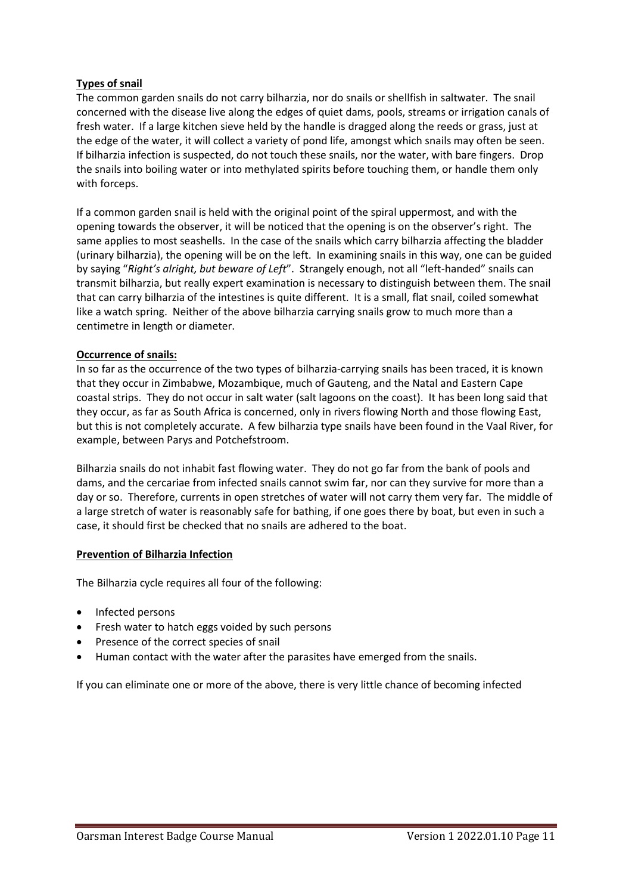**Types of snail**

The common garden snails do not carry bilharzia, nor do snails or shellfish in saltwater. The snail concerned with the disease live along the edges of quiet dams, pools, streams or irrigation canals of fresh water. If a large kitchen sieve held by the handle is dragged along the reeds or grass, just at the edge of the water, it will collect a variety of pond life, amongst which snails may often be seen. If bilharzia infection is suspected, do not touch these snails, nor the water, with bare fingers. Drop the snails into boiling water or into methylated spirits before touching them, or handle them only with forceps.

If a common garden snail is held with the original point of the spiral uppermost, and with the opening towards the observer, it will be noticed that the opening is on the observer's right. The same applies to most seashells. In the case of the snails which carry bilharzia affecting the bladder (urinary bilharzia), the opening will be on the left. In examining snails in this way, one can be guided by saying "*Right's alright, but beware of Left*". Strangely enough, not all "left-handed" snails can transmit bilharzia, but really expert examination is necessary to distinguish between them. The snail that can carry bilharzia of the intestines is quite different. It is a small, flat snail, coiled somewhat like a watch spring. Neither of the above bilharzia carrying snails grow to much more than a centimetre in length or diameter.

**Occurrence of snails:**

In so far as the occurrence of the two types of bilharzia-carrying snails has been traced, it is known that they occur in Zimbabwe, Mozambique, much of Gauteng, and the Natal and Eastern Cape coastal strips. They do not occur in salt water (salt lagoons on the coast). It has been long said that they occur, as far as South Africa is concerned, only in rivers flowing North and those flowing East, but this is not completely accurate. A few bilharzia type snails have been found in the Vaal River, for example, between Parys and Potchefstroom.

Bilharzia snails do not inhabit fast flowing water. They do not go far from the bank of pools and dams, and the cercariae from infected snails cannot swim far, nor can they survive for more than a day or so. Therefore, currents in open stretches of water will not carry them very far. The middle of a large stretch of water is reasonably safe for bathing, if one goes there by boat, but even in such a case, it should first be checked that no snails are adhered to the boat.

**Prevention of Bilharzia Infection**

The Bilharzia cycle requires all four of the following:

- Infected persons
- Fresh water to hatch eggs voided by such persons
- Presence of the correct species of snail
- Human contact with the water after the parasites have emerged from the snails.

If you can eliminate one or more of the above, there is very little chance of becoming infected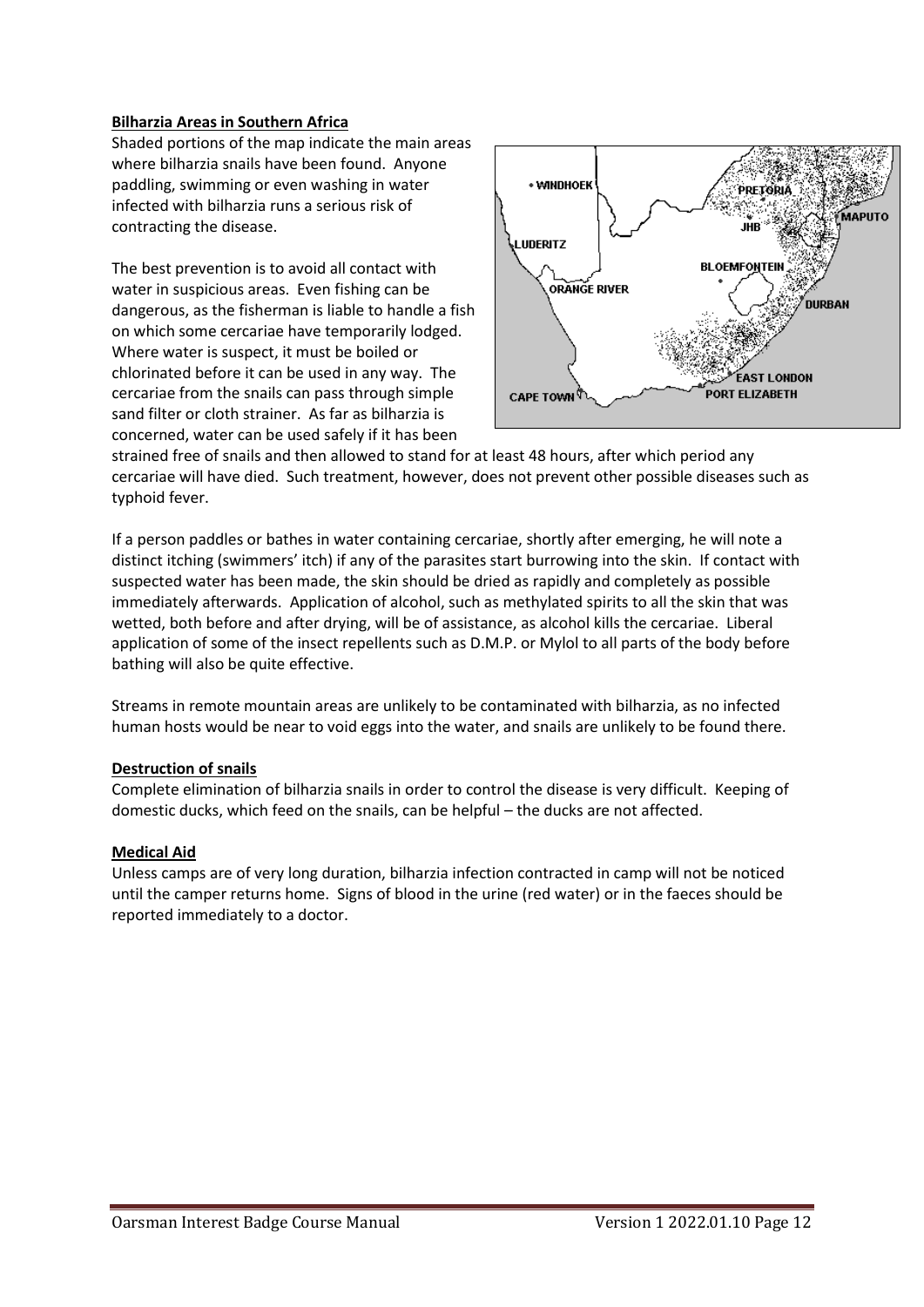**Bilharzia Areas in Southern Africa**

Shaded portions of the map indicate the main areas where bilharzia snails have been found. Anyone paddling, swimming or even washing in water infected with bilharzia runs a serious risk of contracting the disease.

The best prevention is to avoid all contact with water in suspicious areas. Even fishing can be dangerous, as the fisherman is liable to handle a fish on which some cercariae have temporarily lodged. Where water is suspect, it must be boiled or chlorinated before it can be used in any way. The cercariae from the snails can pass through simple sand filter or cloth strainer. As far as bilharzia is concerned, water can be used safely if it has been strained free of snails and then allowed to stand for at least 48 hours, after which period any cercariae will have died. Such treatment, however, does not prevent other possible diseases such as typhoid fever.

If a person paddles or bathes in water containing cercariae, shortly after emerging, he will note a distinct itching (swimmers' itch) if any of the parasites start burrowing into the skin. If contact with suspected water has been made, the skin should be dried as rapidly and completely as possible immediately afterwards. Application of alcohol, such as methylated spirits to all the skin that was wetted, both before and after drying, will be of assistance, as alcohol kills the cercariae. Liberal application of some of the insect repellents such as D.M.P. or Mylol to all parts of the body before bathing will also be quite effective.

Streams in remote mountain areas are unlikely to be contaminated with bilharzia, as no infected human hosts would be near to void eggs into the water, and snails are unlikely to be found there.

**Destruction of snails**

Complete elimination of bilharzia snails in order to control the disease is very difficult. Keeping of domestic ducks, which feed on the snails, can be helpful – the ducks are not affected.

**Medical Aid**

Unless camps are of very long duration, bilharzia infection contracted in camp will not be noticed until the camper returns home. Signs of blood in the urine (red water) or in the faeces should be reported immediately to a doctor.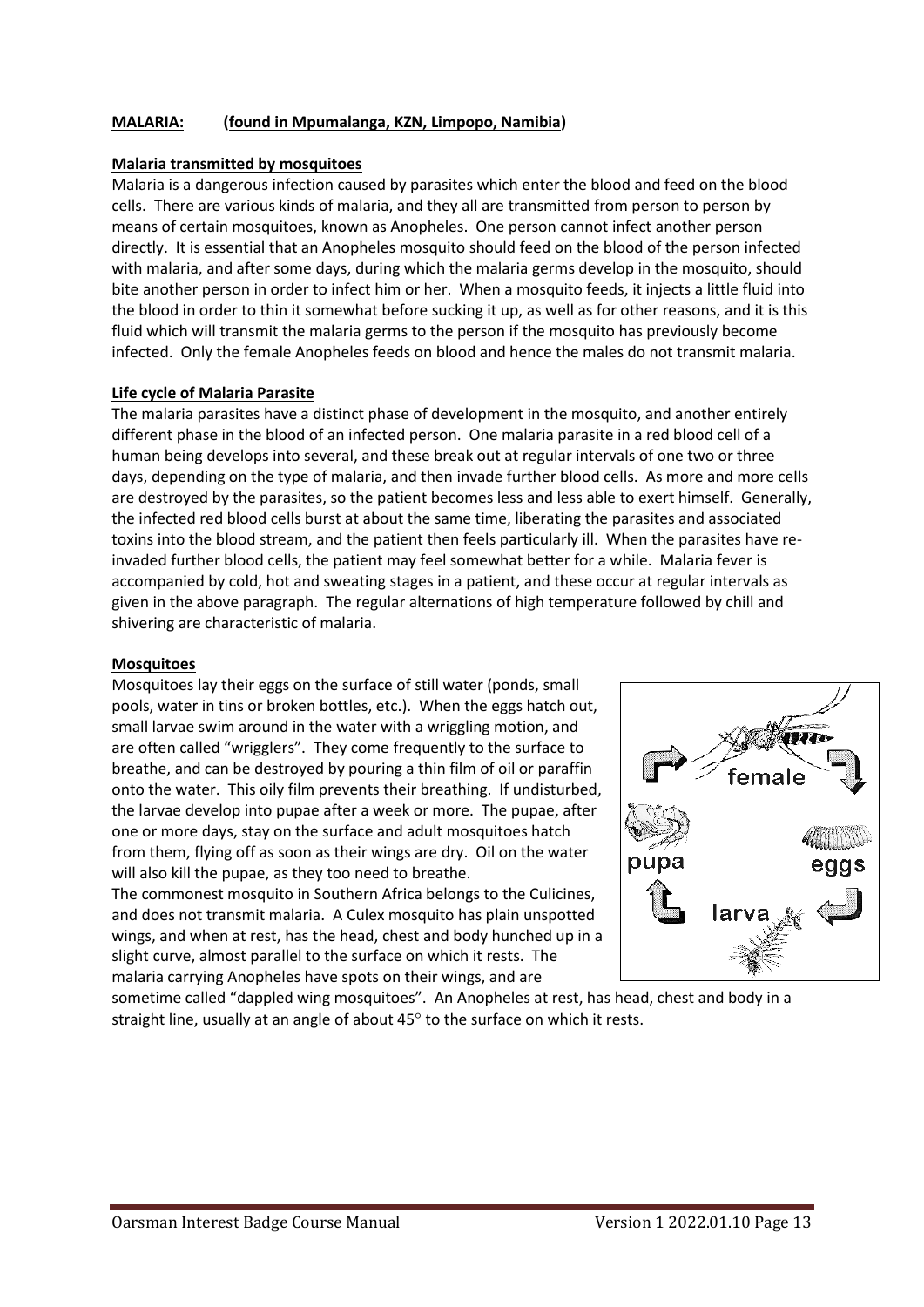## MALARIA: (found in Mpumalanga, KZN, Limpopo, Namibia)

### Malaria transmitted by mosquitoes

Malaria is a dangerous infection caused by parasites which enter the blood and feed on the blood cells. There are various kinds of malaria, and they all are transmitted from person to person by means of certain mosquitoes, known as Anopheles. One person cannot infect another person directly. It is essential that an Anopheles mosquito should feed on the blood of the person infected with malaria, and after some days, during which the malaria germs develop in the mosquito, should bite another person in order to infect him or her. When a mosquito feeds, it injects a little fluid into the blood in order to thin it somewhat before sucking it up, as well as for other reasons, and it is this fluid which will transmit the malaria germs to the person if the mosquito has previously become infected. Only the female Anopheles feeds on blood and hence the males do not transmit malaria.

### Life cycle of Malaria Parasite

The malaria parasites have a distinct phase of development in the mosquito, and another entirely different phase in the blood of an infected person. One malaria parasite in a red blood cell of a human being develops into several, and these break out at regular intervals of one two or three days, depending on the type of malaria, and then invade further blood cells. As more and more cells are destroyed by the parasites, so the patient becomes less and less able to exert himself. Generally, the infected red blood cells burst at about the same time, liberating the parasites and associated toxins into the blood stream, and the patient then feels particularly ill. When the parasites have re-invaded further blood cells, the patient may feel somewhat better for a while. Malaria fever is accompanied by cold, hot and sweating stages in a patient, and these occur at regular intervals as given in the above paragraph. The regular alternations of high temperature followed by chill and shivering are characteristic of malaria.

### Mosquitoes

Mosquitoes lay their eggs on the surface of still water (ponds, small pools, water in tins or broken bottles, etc.). When the eggs hatch out, small larvae swim around in the water with a wriggling motion, and are often called "wrigglers". They come frequently to the surface to breathe, and can be destroyed by pouring a thin film of oil or paraffin onto the water. This oily film prevents their breathing. If undisturbed, the larvae develop into pupae after a week or more. The pupae, after one or more days, stay on the surface and adult mosquitoes hatch from them, flying off as soon as their wings are dry. Oil on the water will also kill the pupae, as they too need to breathe.

The commonest mosquito in Southern Africa belongs to the Culicines, and does not transmit malaria. A Culex mosquito has plain unspotted wings, and when at rest, has the head, chest and body hunched up in a slight curve, almost parallel to the surface on which it rests. The malaria carrying Anopheles have spots on their wings, and are sometime called "dappled wing mosquitoes". An Anopheles at rest, has head, chest and body in a straight line, usually at an angle of about 45° to the surface on which it rests.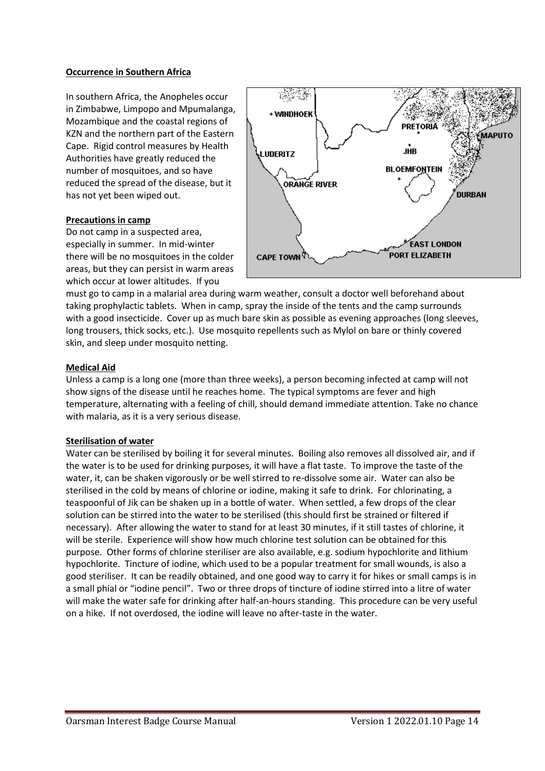**Occurrence in Southern Africa**

In southern Africa, the Anopheles occur in Zimbabwe, Limpopo and Mpumalanga, Mozambique and the coastal regions of KZN and the northern part of the Eastern Cape. Rigid control measures by Health Authorities have greatly reduced the number of mosquitoes, and so have reduced the spread of the disease, but it has not yet been wiped out.

**Precautions in camp**

Do not camp in a suspected area, especially in summer. In mid-winter there will be no mosquitoes in the colder areas, but they can persist in warm areas which occur at lower altitudes. If you must go to camp in a malarial area during warm weather, consult a doctor well beforehand about taking prophylactic tablets. When in camp, spray the inside of the tents and the camp surrounds with a good insecticide. Cover up as much bare skin as possible as evening approaches (long sleeves, long trousers, thick socks, etc.). Use mosquito repellents such as Mylol on bare or thinly covered skin, and sleep under mosquito netting.

**Medical Aid**

Unless a camp is a long one (more than three weeks), a person becoming infected at camp will not show signs of the disease until he reaches home. The typical symptoms are fever and high temperature, alternating with a feeling of chill, should demand immediate attention. Take no chance with malaria, as it is a very serious disease.

**Sterilisation of water**

Water can be sterilised by boiling it for several minutes. Boiling also removes all dissolved air, and if the water is to be used for drinking purposes, it will have a flat taste. To improve the taste of the water, it, can be shaken vigorously or be well stirred to re-dissolve some air. Water can also be sterilised in the cold by means of chlorine or iodine, making it safe to drink. For chlorinating, a teaspoonful of Jik can be shaken up in a bottle of water. When settled, a few drops of the clear solution can be stirred into the water to be sterilised (this should first be strained or filtered if necessary). After allowing the water to stand for at least 30 minutes, if it still tastes of chlorine, it will be sterile. Experience will show how much chlorine test solution can be obtained for this purpose. Other forms of chlorine steriliser are also available, e.g. sodium hypochlorite and lithium hypochlorite. Tincture of iodine, which used to be a popular treatment for small wounds, is also a good steriliser. It can be readily obtained, and one good way to carry it for hikes or small camps is in a small phial or "iodine pencil". Two or three drops of tincture of iodine stirred into a litre of water will make the water safe for drinking after half-an-hours standing. This procedure can be very useful on a hike. If not overdosed, the iodine will leave no after-taste in the water.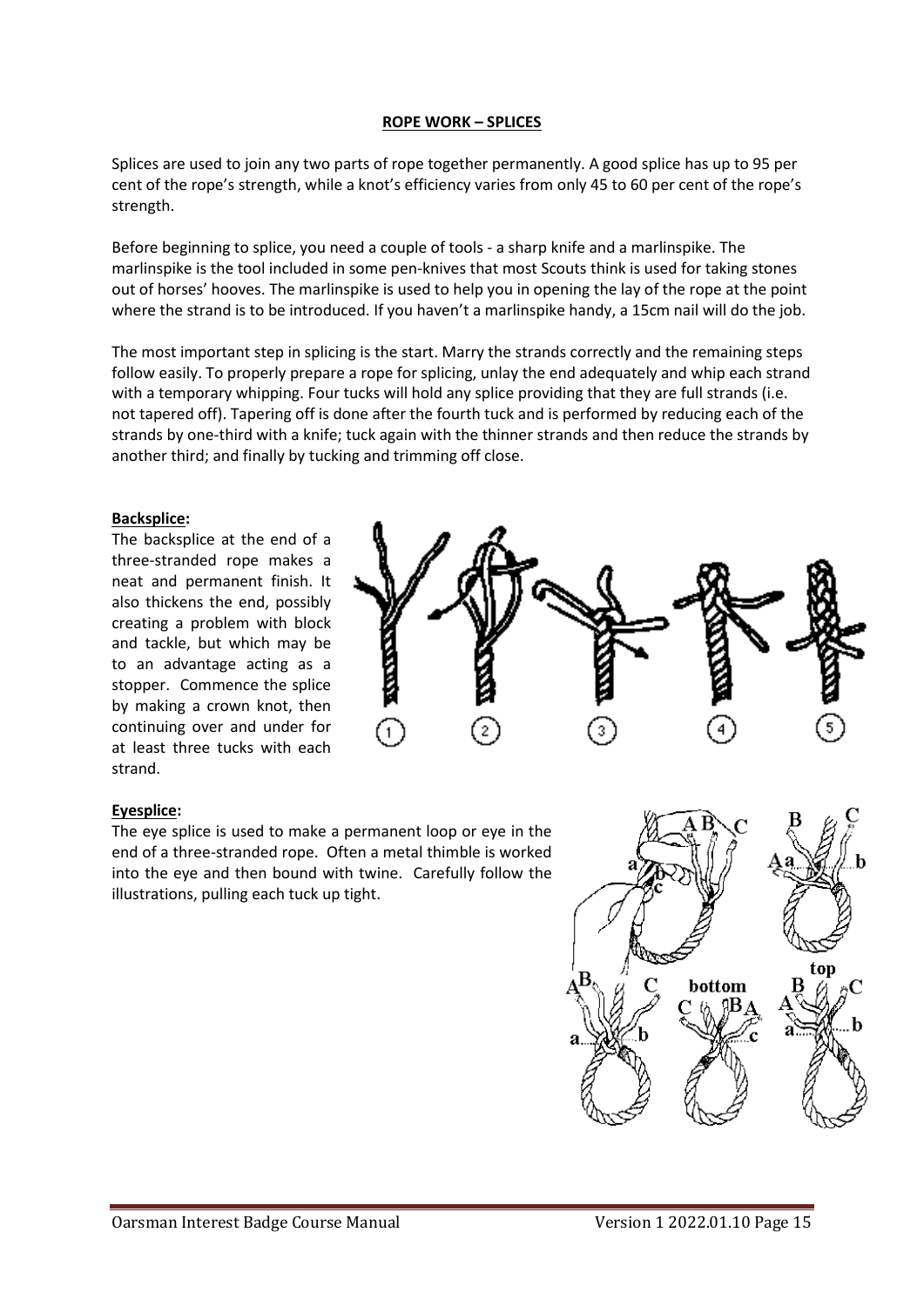## ROPE WORK – SPLICES

Splices are used to join any two parts of rope together permanently. A good splice has up to 95 per cent of the rope's strength, while a knot's efficiency varies from only 45 to 60 per cent of the rope's strength.

Before beginning to splice, you need a couple of tools - a sharp knife and a marlinspike. The marlinspike is the tool included in some pen-knives that most Scouts think is used for taking stones out of horses' hooves. The marlinspike is used to help you in opening the lay of the rope at the point where the strand is to be introduced. If you haven't a marlinspike handy, a 15cm nail will do the job.

The most important step in splicing is the start. Marry the strands correctly and the remaining steps follow easily. To properly prepare a rope for splicing, unlay the end adequately and whip each strand with a temporary whipping. Four tucks will hold any splice providing that they are full strands (i.e. not tapered off). Tapering off is done after the fourth tuck and is performed by reducing each of the strands by one-third with a knife; tuck again with the thinner strands and then reduce the strands by another third; and finally by tucking and trimming off close.

**Backsplice:**

The backsplice at the end of a three-stranded rope makes a neat and permanent finish. It also thickens the end, possibly creating a problem with block and tackle, but which may be to an advantage acting as a stopper. Commence the splice by making a crown knot, then continuing over and under for at least three tucks with each strand.

**Eyesplice:**

The eye splice is used to make a permanent loop or eye in the end of a three-stranded rope. Often a metal thimble is worked into the eye and then bound with twine. Carefully follow the illustrations, pulling each tuck up tight.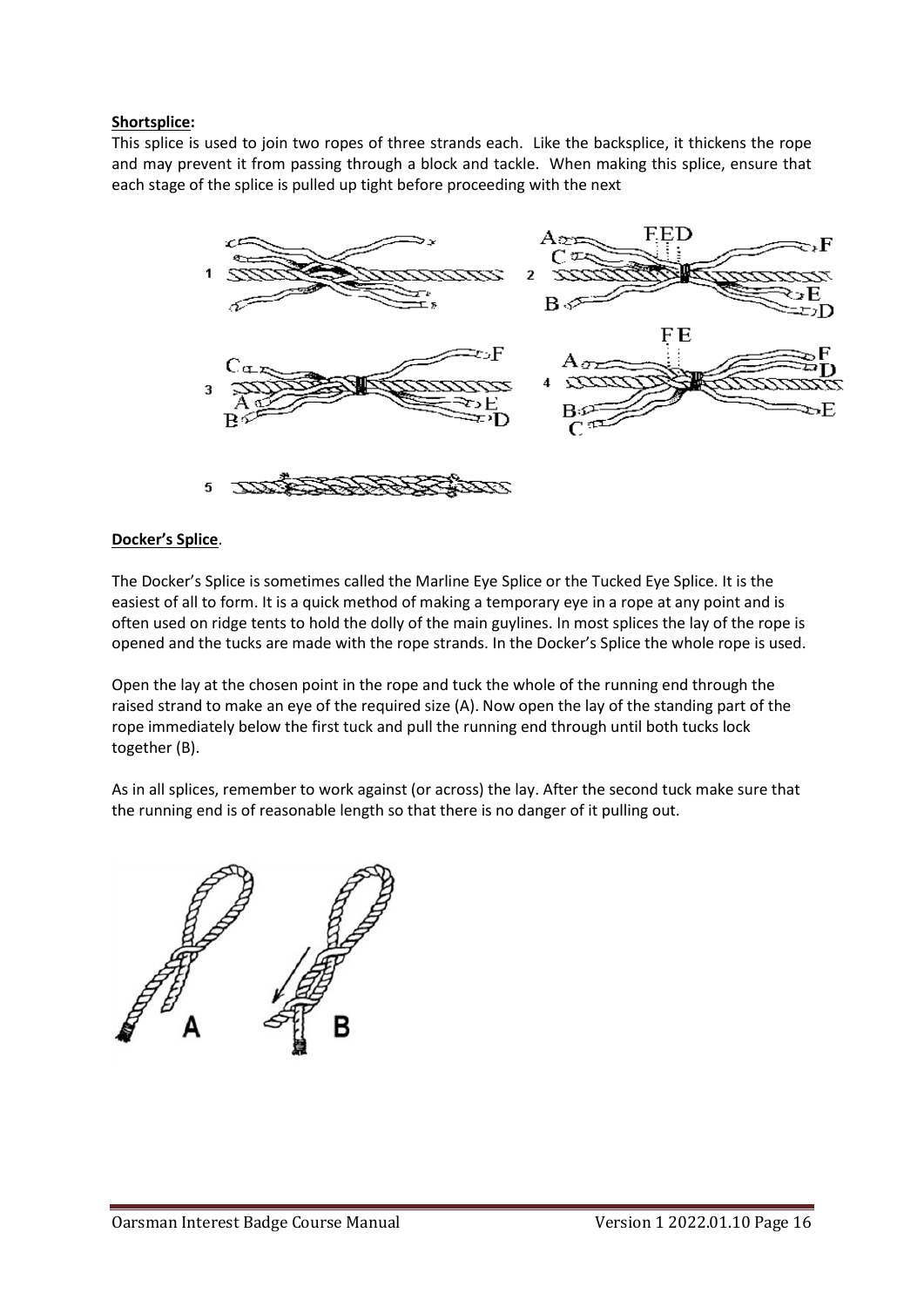**Shortsplice:**
This splice is used to join two ropes of three strands each. Like the backsplice, it thickens the rope and may prevent it from passing through a block and tackle. When making this splice, ensure that each stage of the splice is pulled up tight before proceeding with the next

**Docker's Splice**.

The Docker's Splice is sometimes called the Marline Eye Splice or the Tucked Eye Splice. It is the easiest of all to form. It is a quick method of making a temporary eye in a rope at any point and is often used on ridge tents to hold the dolly of the main guylines. In most splices the lay of the rope is opened and the tucks are made with the rope strands. In the Docker's Splice the whole rope is used.

Open the lay at the chosen point in the rope and tuck the whole of the running end through the raised strand to make an eye of the required size (A). Now open the lay of the standing part of the rope immediately below the first tuck and pull the running end through until both tucks lock together (B).

As in all splices, remember to work against (or across) the lay. After the second tuck make sure that the running end is of reasonable length so that there is no danger of it pulling out.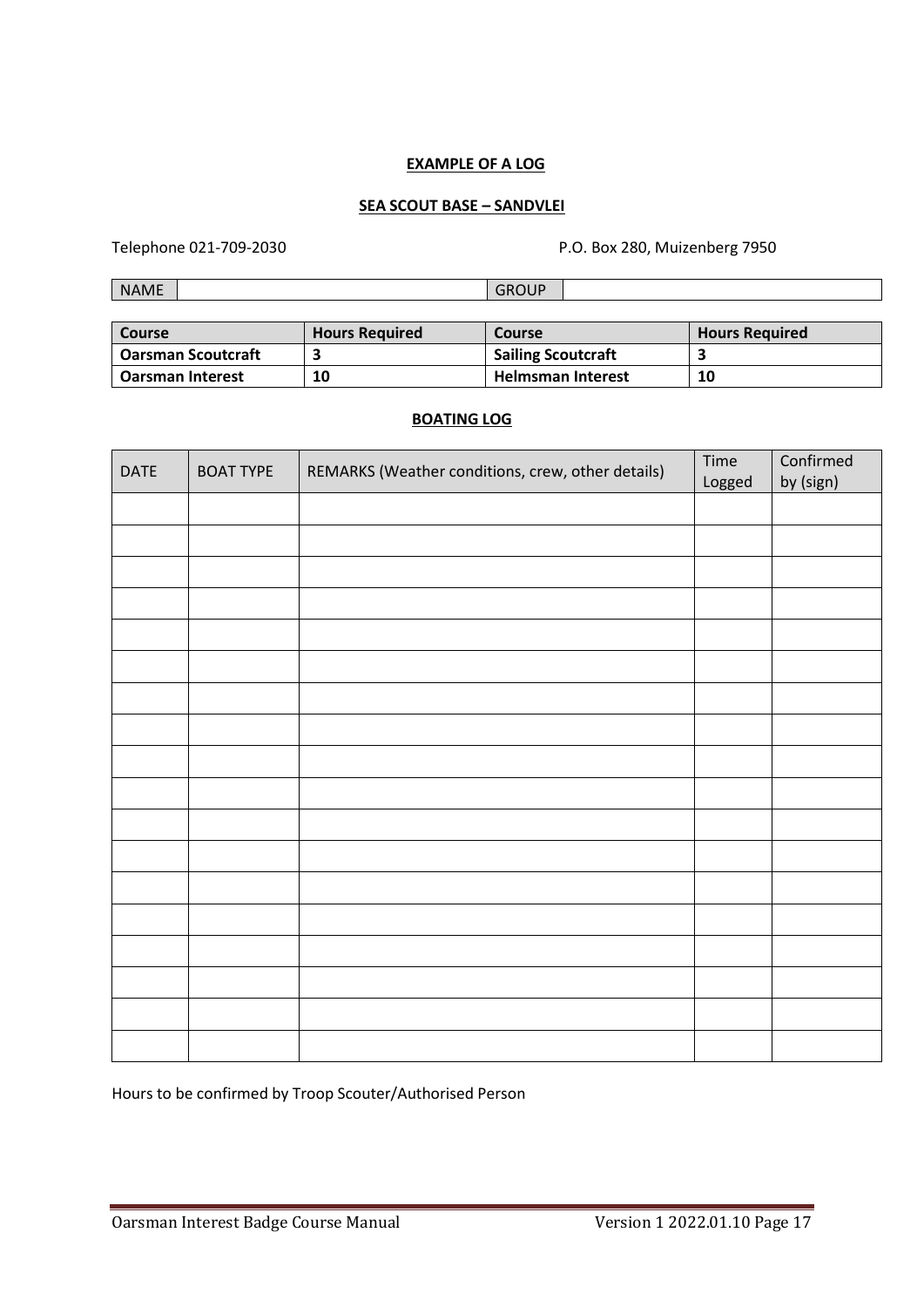**EXAMPLE OF A LOG**

**SEA SCOUT BASE – SANDVLEI**

Telephone 021-709-2030 P.O. Box 280, Muizenberg 7950

| NAME | | GROUP | |
|---|---|---|---|

| Course | Hours Required | Course | Hours Required |
|---|---|---|---|
| **Oarsman Scoutcraft** | **3** | **Sailing Scoutcraft** | **3** |
| **Oarsman Interest** | **10** | **Helmsman Interest** | **10** |

**BOATING LOG**

| DATE | BOAT TYPE | REMARKS (Weather conditions, crew, other details) | Time Logged | Confirmed by (sign) |
|---|---|---|---|---|
| | | | | |
| | | | | |
| | | | | |
| | | | | |
| | | | | |
| | | | | |
| | | | | |
| | | | | |
| | | | | |
| | | | | |
| | | | | |
| | | | | |
| | | | | |
| | | | | |
| | | | | |
| | | | | |
| | | | | |
| | | | | |

Hours to be confirmed by Troop Scouter/Authorised Person